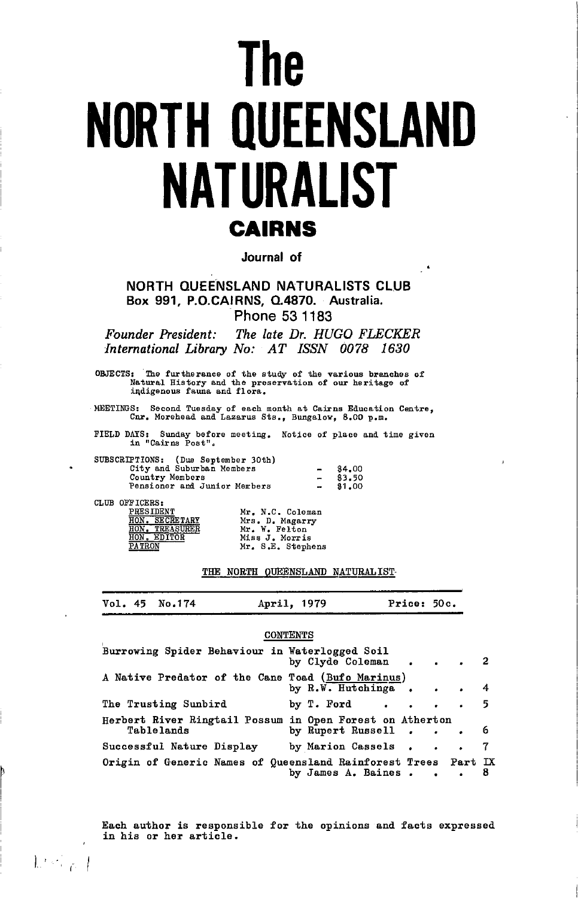# The NORTH QUEENSLAND NATURALIST

## CAIRNS

Journal of

**NORTH QUEENSLAND NATURALISTS CLUB**
**Box 991, P.O.CAIRNS, Q.4870. Australia.**
**Phone 53 1183**

*Founder President: The late Dr. HUGO FLECKER*
*International Library No: AT ISSN 0078 1630*

OBJECTS: The furtherance of the study of the various branches of Natural History and the preservation of our heritage of indigenous fauna and flora.

MEETINGS: Second Tuesday of each month at Cairns Education Centre, Cnr. Morehead and Lazarus Sts., Bungalow, 8.00 p.m.

FIELD DAYS: Sunday before meeting. Notice of place and time given in "Cairns Post".

SUBSCRIPTIONS: (Due September 30th)

| | | |
|---|---|---|
| City and Suburban Members | - | $4.00 |
| Country Members | - | $3.50 |
| Pensioner and Junior Merbers | - | $1.00 |

CLUB OFFICERS:

| | |
|---|---|
| PRESIDENT | Mr. N.C. Coleman |
| HON. SECRETARY | Mrs. D. Magarry |
| HON. TREASURER | Mr. W. Felton |
| HON. EDITOR | Miss J. Morris |
| PATRON | Mr. S.E. Stephens |

THE NORTH QUEENSLAND NATURALIST

Vol. 45 No.174 — April, 1979 — Price: 50c.

CONTENTS

| | |
|---|---|
| Burrowing Spider Behaviour in Waterlogged Soil by Clyde Coleman | 2 |
| A Native Predator of the Cane Toad (Bufo Marinus) by R.W. Hutchinga | 4 |
| The Trusting Sunbird by T. Ford | 5 |
| Herbert River Ringtail Possum in Open Forest on Atherton Tablelands by Rupert Russell | 6 |
| Successful Nature Display by Marion Cassels | 7 |
| Origin of Generic Names of Queensland Rainforest Trees Part IX by James A. Baines | 8 |

Each author is responsible for the opinions and facts expressed in his or her article.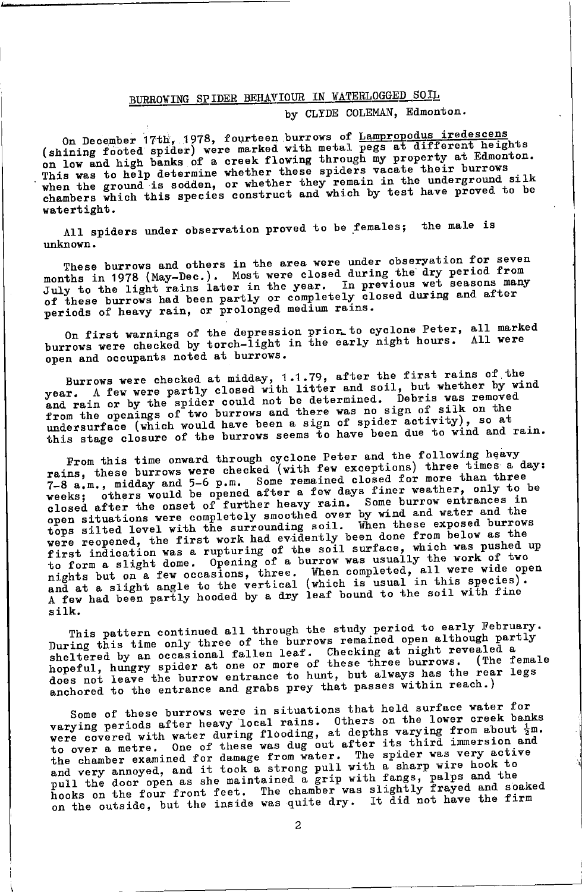## BURROWING SPIDER BEHAVIOUR IN WATERLOGGED SOIL

by CLYDE COLEMAN, Edmonton.

On December 17th, 1978, fourteen burrows of Lampropodus iredescens (shining footed spider) were marked with metal pegs at different heights on low and high banks of a creek flowing through my property at Edmonton. This was to help determine whether these spiders vacate their burrows when the ground is sodden, or whether they remain in the underground silk chambers which this species construct and which by test have proved to be watertight.

All spiders under observation proved to be females; the male is unknown.

These burrows and others in the area were under observation for seven months in 1978 (May-Dec.). Most were closed during the dry period from July to the light rains later in the year. In previous wet seasons many of these burrows had been partly or completely closed during and after periods of heavy rain, or prolonged medium rains.

On first warnings of the depression prior to cyclone Peter, all marked burrows were checked by torch-light in the early night hours. All were open and occupants noted at burrows.

Burrows were checked at midday, 1.1.79, after the first rains of the year. A few were partly closed with litter and soil, but whether by wind and rain or by the spider could not be determined. Debris was removed from the openings of two burrows and there was no sign of silk on the undersurface (which would have been a sign of spider activity), so at this stage closure of the burrows seems to have been due to wind and rain.

From this time onward through cyclone Peter and the following heavy rains, these burrows were checked (with few exceptions) three times a day: 7-8 a.m., midday and 5-6 p.m. Some remained closed for more than three weeks; others would be opened after a few days finer weather, only to be closed after the onset of further heavy rain. Some burrow entrances in open situations were completely smoothed over by wind and water and the tops silted level with the surrounding soil. When these exposed burrows were reopened, the first work had evidently been done from below as the first indication was a rupturing of the soil surface, which was pushed up to form a slight dome. Opening of a burrow was usually the work of two nights but on a few occasions, three. When completed, all were wide open and at a slight angle to the vertical (which is usual in this species). A few had been partly hooded by a dry leaf bound to the soil with fine silk.

This pattern continued all through the study period to early February. During this time only three of the burrows remained open although partly sheltered by an occasional fallen leaf. Checking at night revealed a hopeful, hungry spider at one or more of these three burrows. (The female does not leave the burrow entrance to hunt, but always has the rear legs anchored to the entrance and grabs prey that passes within reach.)

Some of these burrows were in situations that held surface water for varying periods after heavy local rains. Others on the lower creek banks were covered with water during flooding, at depths varying from about ½m. to over a metre. One of these was dug out after its third immersion and the chamber examined for damage from water. The spider was very active and very annoyed, and it took a strong pull with a sharp wire hook to pull the door open as she maintained a grip with fangs, palps and the hooks on the four front feet. The chamber was slightly frayed and soaked on the outside, but the inside was quite dry. It did not have the firm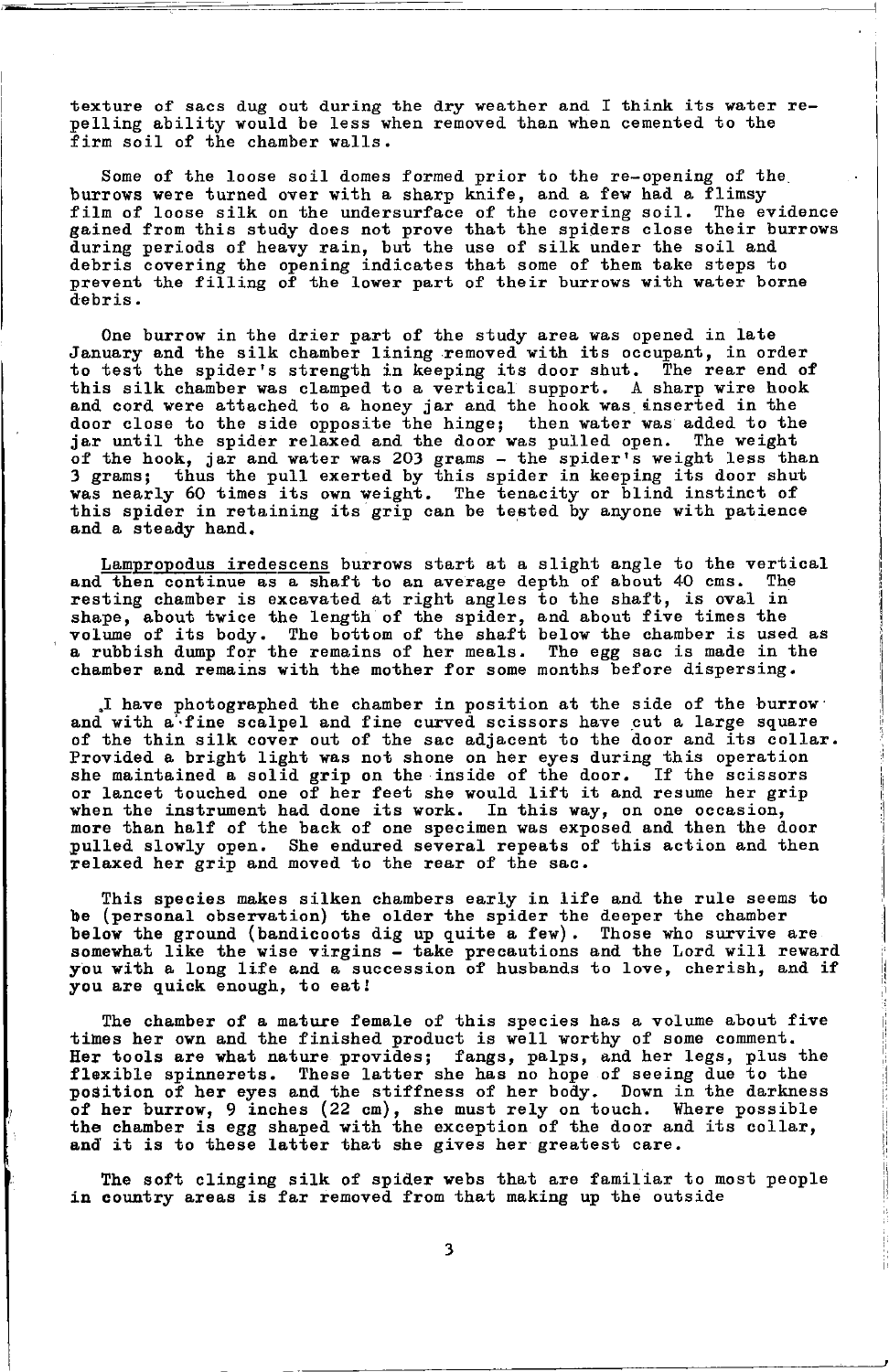texture of sacs dug out during the dry weather and I think its water repelling ability would be less when removed than when cemented to the firm soil of the chamber walls.

Some of the loose soil domes formed prior to the re-opening of the burrows were turned over with a sharp knife, and a few had a flimsy film of loose silk on the undersurface of the covering soil. The evidence gained from this study does not prove that the spiders close their burrows during periods of heavy rain, but the use of silk under the soil and debris covering the opening indicates that some of them take steps to prevent the filling of the lower part of their burrows with water borne debris.

One burrow in the drier part of the study area was opened in late January and the silk chamber lining removed with its occupant, in order to test the spider's strength in keeping its door shut. The rear end of this silk chamber was clamped to a vertical support. A sharp wire hook and cord were attached to a honey jar and the hook was inserted in the door close to the side opposite the hinge; then water was added to the jar until the spider relaxed and the door was pulled open. The weight of the hook, jar and water was 203 grams - the spider's weight less than 3 grams; thus the pull exerted by this spider in keeping its door shut was nearly 60 times its own weight. The tenacity or blind instinct of this spider in retaining its grip can be tested by anyone with patience and a steady hand.

Lampropodus iredescens burrows start at a slight angle to the vertical and then continue as a shaft to an average depth of about 40 cms. The resting chamber is excavated at right angles to the shaft, is oval in shape, about twice the length of the spider, and about five times the volume of its body. The bottom of the shaft below the chamber is used as a rubbish dump for the remains of her meals. The egg sac is made in the chamber and remains with the mother for some months before dispersing.

I have photographed the chamber in position at the side of the burrow and with a fine scalpel and fine curved scissors have cut a large square of the thin silk cover out of the sac adjacent to the door and its collar. Provided a bright light was not shone on her eyes during this operation she maintained a solid grip on the inside of the door. If the scissors or lancet touched one of her feet she would lift it and resume her grip when the instrument had done its work. In this way, on one occasion, more than half of the back of one specimen was exposed and then the door pulled slowly open. She endured several repeats of this action and then relaxed her grip and moved to the rear of the sac.

This species makes silken chambers early in life and the rule seems to be (personal observation) the older the spider the deeper the chamber below the ground (bandicoots dig up quite a few). Those who survive are somewhat like the wise virgins - take precautions and the Lord will reward you with a long life and a succession of husbands to love, cherish, and if you are quick enough, to eat!

The chamber of a mature female of this species has a volume about five times her own and the finished product is well worthy of some comment. Her tools are what nature provides; fangs, palps, and her legs, plus the flexible spinnerets. These latter she has no hope of seeing due to the position of her eyes and the stiffness of her body. Down in the darkness of her burrow, 9 inches (22 cm), she must rely on touch. Where possible the chamber is egg shaped with the exception of the door and its collar, and it is to these latter that she gives her greatest care.

The soft clinging silk of spider webs that are familiar to most people in country areas is far removed from that making up the outside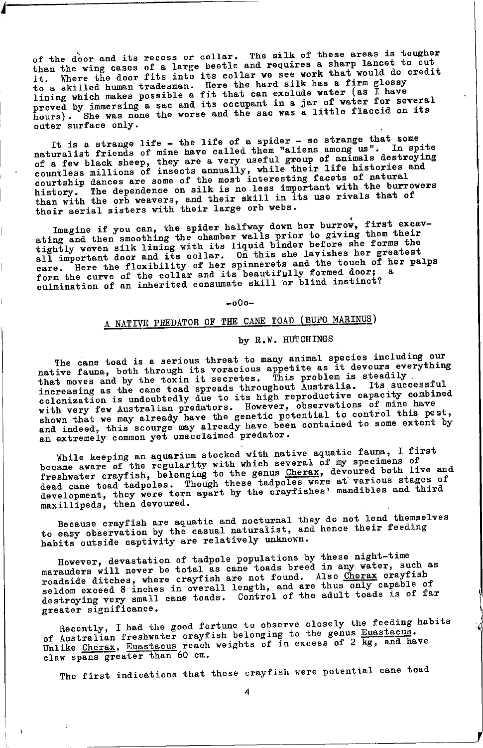of the door and its recess or collar. The silk of these areas is tougher than the wing cases of a large beetle and requires a sharp lancet to cut it. Where the door fits into its collar we see work that would do credit to a skilled human tradesman. Here the hard silk has a firm glossy lining which makes possible a fit that can exclude water (as I have proved by immersing a sac and its occupant in a jar of water for several hours). She was none the worse and the sac was a little flaccid on its outer surface only.

It is a strange life - the life of a spider - so strange that some naturalist friends of mine have called them "aliens among us". In spite of a few black sheep, they are a very useful group of animals destroying countless millions of insects annually, while their life histories and courtship dances are some of the most interesting facets of natural history. The dependence on silk is no less important with the burrowers than with the orb weavers, and their skill in its use rivals that of their aerial sisters with their large orb webs.

Imagine if you can, the spider halfway down her burrow, first excavating and then smoothing the chamber walls prior to giving them their tightly woven silk lining with its liquid binder before she forms the all important door and its collar. On this she lavishes her greatest care. Here the flexibility of her spinnerets and the touch of her palps form the curve of the collar and its beautifully formed door; a culmination of an inherited consumate skill or blind instinct?

-oOo-

## A NATIVE PREDATOR OF THE CANE TOAD (BUFO MARINUS)

by R.W. HUTCHINGS

The cane toad is a serious threat to many animal species including our native fauna, both through its voracious appetite as it devours everything that moves and by the toxin it secretes. This problem is steadily increasing as the cane toad spreads throughout Australia. Its successful colonization is undoubtedly due to its high reproductive capacity combined with very few Australian predators. However, observations of mine have shown that we may already have the genetic potential to control this pest, and indeed, this scourge may already have been contained to some extent by an extremely common yet unacclaimed predator.

While keeping an aquarium stocked with native aquatic fauna, I first became aware of the regularity with which several of my specimens of freshwater crayfish, belonging to the genus *Cherax*, devoured both live and dead cane toad tadpoles. Though these tadpoles were at various stages of development, they were torn apart by the crayfishes' mandibles and third maxillipeds, then devoured.

Because crayfish are aquatic and nocturnal they do not lend themselves to easy observation by the casual naturalist, and hence their feeding habits outside captivity are relatively unknown.

However, devastation of tadpole populations by these night-time marauders will never be total as cane toads breed in any water, such as roadside ditches, where crayfish are not found. Also *Cherax* crayfish seldom exceed 8 inches in overall length, and are thus only capable of destroying very small cane toads. Control of the adult toads is of far greater significance.

Recently, I had the good fortune to observe closely the feeding habits of Australian freshwater crayfish belonging to the genus *Euastacus*. Unlike *Cherax*, *Euastacus* reach weights of in excess of 2 kg, and have claw spans greater than 60 cm.

The first indications that these crayfish were potential cane toad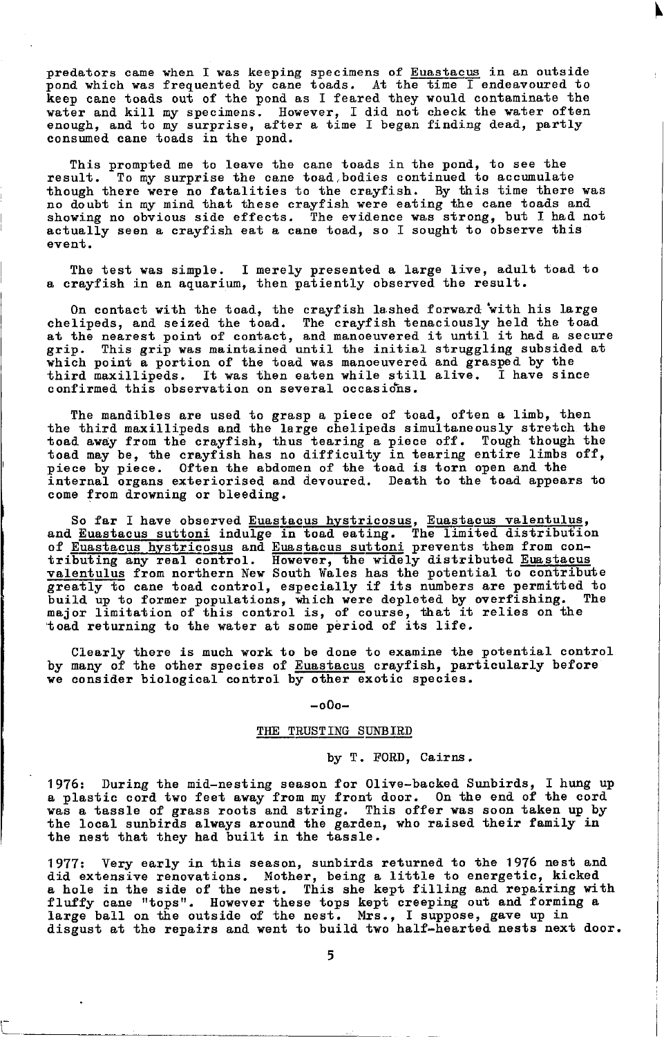predators came when I was keeping specimens of _Euastacus_ in an outside pond which was frequented by cane toads. At the time I endeavoured to keep cane toads out of the pond as I feared they would contaminate the water and kill my specimens. However, I did not check the water often enough, and to my surprise, after a time I began finding dead, partly consumed cane toads in the pond.

This prompted me to leave the cane toads in the pond, to see the result. To my surprise the cane toad bodies continued to accumulate though there were no fatalities to the crayfish. By this time there was no doubt in my mind that these crayfish were eating the cane toads and showing no obvious side effects. The evidence was strong, but I had not actually seen a crayfish eat a cane toad, so I sought to observe this event.

The test was simple. I merely presented a large live, adult toad to a crayfish in an aquarium, then patiently observed the result.

On contact with the toad, the crayfish lashed forward with his large chelipeds, and seized the toad. The crayfish tenaciously held the toad at the nearest point of contact, and manoeuvered it until it had a secure grip. This grip was maintained until the initial struggling subsided at which point a portion of the toad was manoeuvered and grasped by the third maxillipeds. It was then eaten while still alive. I have since confirmed this observation on several occasions.

The mandibles are used to grasp a piece of toad, often a limb, then the third maxillipeds and the large chelipeds simultaneously stretch the toad away from the crayfish, thus tearing a piece off. Tough though the toad may be, the crayfish has no difficulty in tearing entire limbs off, piece by piece. Often the abdomen of the toad is torn open and the internal organs exteriorised and devoured. Death to the toad appears to come from drowning or bleeding.

So far I have observed _Euastacus hystricosus_, _Euastacus valentulus_, and _Euastacus suttoni_ indulge in toad eating. The limited distribution of _Euastacus hystricosus_ and _Euastacus suttoni_ prevents them from contributing any real control. However, the widely distributed _Euastacus valentulus_ from northern New South Wales has the potential to contribute greatly to cane toad control, especially if its numbers are permitted to build up to former populations, which were depleted by overfishing. The major limitation of this control is, of course, that it relies on the toad returning to the water at some period of its life.

Clearly there is much work to be done to examine the potential control by many of the other species of _Euastacus_ crayfish, particularly before we consider biological control by other exotic species.

-oOo-

## THE TRUSTING SUNBIRD

by T. FORD, Cairns.

1976: During the mid-nesting season for Olive-backed Sunbirds, I hung up a plastic cord two feet away from my front door. On the end of the cord was a tassle of grass roots and string. This offer was soon taken up by the local sunbirds always around the garden, who raised their family in the nest that they had built in the tassle.

1977: Very early in this season, sunbirds returned to the 1976 nest and did extensive renovations. Mother, being a little to energetic, kicked a hole in the side of the nest. This she kept filling and repairing with fluffy cane "tops". However these tops kept creeping out and forming a large ball on the outside of the nest. Mrs., I suppose, gave up in disgust at the repairs and went to build two half-hearted nests next door.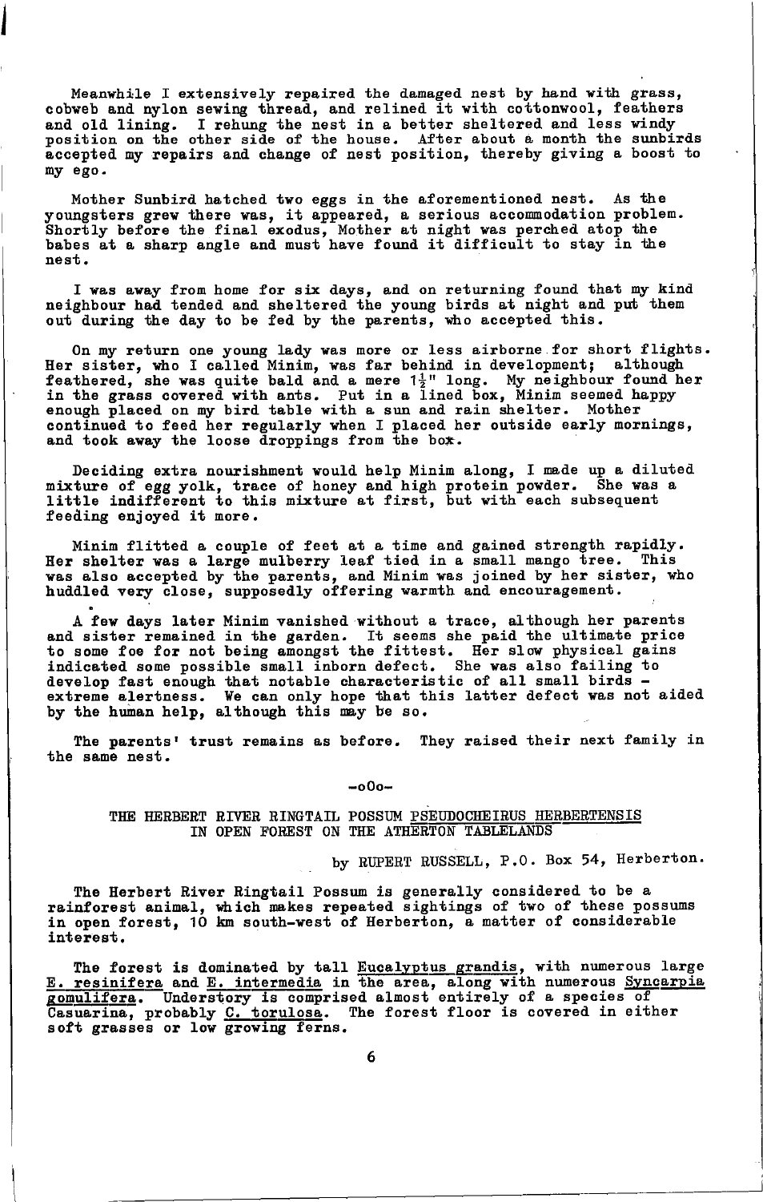Meanwhile I extensively repaired the damaged nest by hand with grass, cobweb and nylon sewing thread, and relined it with cottonwool, feathers and old lining. I rehung the nest in a better sheltered and less windy position on the other side of the house. After about a month the sunbirds accepted my repairs and change of nest position, thereby giving a boost to my ego.

Mother Sunbird hatched two eggs in the aforementioned nest. As the youngsters grew there was, it appeared, a serious accommodation problem. Shortly before the final exodus, Mother at night was perched atop the babes at a sharp angle and must have found it difficult to stay in the nest.

I was away from home for six days, and on returning found that my kind neighbour had tended and sheltered the young birds at night and put them out during the day to be fed by the parents, who accepted this.

On my return one young lady was more or less airborne for short flights. Her sister, who I called Minim, was far behind in development; although feathered, she was quite bald and a mere $1\frac{1}{2}$" long. My neighbour found her in the grass covered with ants. Put in a lined box, Minim seemed happy enough placed on my bird table with a sun and rain shelter. Mother continued to feed her regularly when I placed her outside early mornings, and took away the loose droppings from the box.

Deciding extra nourishment would help Minim along, I made up a diluted mixture of egg yolk, trace of honey and high protein powder. She was a little indifferent to this mixture at first, but with each subsequent feeding enjoyed it more.

Minim flitted a couple of feet at a time and gained strength rapidly. Her shelter was a large mulberry leaf tied in a small mango tree. This was also accepted by the parents, and Minim was joined by her sister, who huddled very close, supposedly offering warmth and encouragement.

A few days later Minim vanished without a trace, although her parents and sister remained in the garden. It seems she paid the ultimate price to some foe for not being amongst the fittest. Her slow physical gains indicated some possible small inborn defect. She was also failing to develop fast enough that notable characteristic of all small birds - extreme alertness. We can only hope that this latter defect was not aided by the human help, although this may be so.

The parents' trust remains as before. They raised their next family in the same nest.

-oOo-

## THE HERBERT RIVER RINGTAIL POSSUM *PSEUDOCHEIRUS HERBERTENSIS* IN OPEN FOREST ON THE ATHERTON TABLELANDS

by RUPERT RUSSELL, P.O. Box 54, Herberton.

The Herbert River Ringtail Possum is generally considered to be a rainforest animal, which makes repeated sightings of two of these possums in open forest, 10 km south-west of Herberton, a matter of considerable interest.

The forest is dominated by tall *Eucalyptus grandis*, with numerous large *E. resinifera* and *E. intermedia* in the area, along with numerous *Syncarpia gomulifera*. Understory is comprised almost entirely of a species of Casuarina, probably *C. torulosa*. The forest floor is covered in either soft grasses or low growing ferns.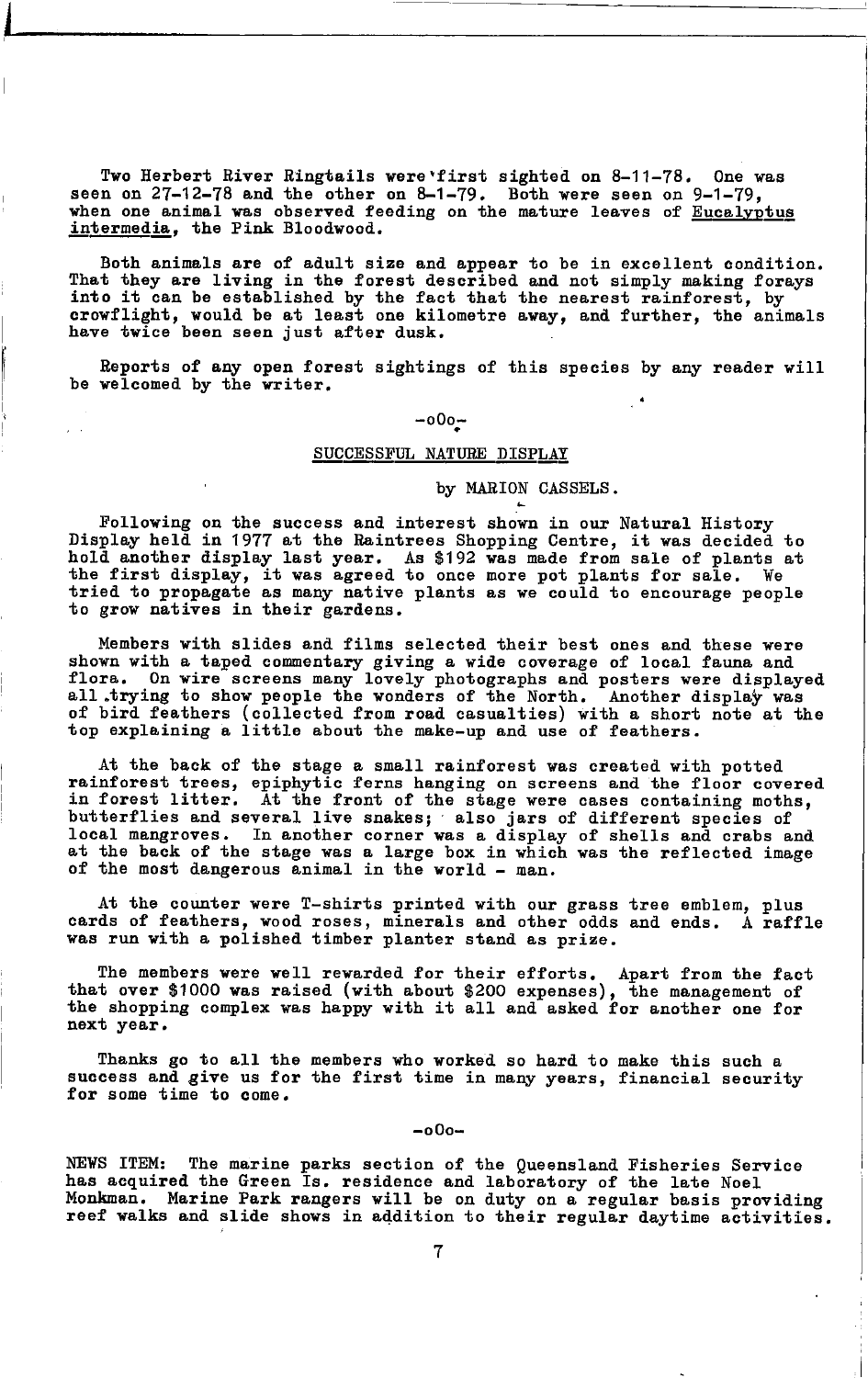Two Herbert River Ringtails were first sighted on 8-11-78. One was seen on 27-12-78 and the other on 8-1-79. Both were seen on 9-1-79, when one animal was observed feeding on the mature leaves of *Eucalyptus intermedia*, the Pink Bloodwood.

Both animals are of adult size and appear to be in excellent condition. That they are living in the forest described and not simply making forays into it can be established by the fact that the nearest rainforest, by crowflight, would be at least one kilometre away, and further, the animals have twice been seen just after dusk.

Reports of any open forest sightings of this species by any reader will be welcomed by the writer.

-oOo-

## SUCCESSFUL NATURE DISPLAY

by MARION CASSELS.

Following on the success and interest shown in our Natural History Display held in 1977 at the Raintrees Shopping Centre, it was decided to hold another display last year. As $192 was made from sale of plants at the first display, it was agreed to once more pot plants for sale. We tried to propagate as many native plants as we could to encourage people to grow natives in their gardens.

Members with slides and films selected their best ones and these were shown with a taped commentary giving a wide coverage of local fauna and flora. On wire screens many lovely photographs and posters were displayed all trying to show people the wonders of the North. Another display was of bird feathers (collected from road casualties) with a short note at the top explaining a little about the make-up and use of feathers.

At the back of the stage a small rainforest was created with potted rainforest trees, epiphytic ferns hanging on screens and the floor covered in forest litter. At the front of the stage were cases containing moths, butterflies and several live snakes; also jars of different species of local mangroves. In another corner was a display of shells and crabs and at the back of the stage was a large box in which was the reflected image of the most dangerous animal in the world - man.

At the counter were T-shirts printed with our grass tree emblem, plus cards of feathers, wood roses, minerals and other odds and ends. A raffle was run with a polished timber planter stand as prize.

The members were well rewarded for their efforts. Apart from the fact that over $1000 was raised (with about $200 expenses), the management of the shopping complex was happy with it all and asked for another one for next year.

Thanks go to all the members who worked so hard to make this such a success and give us for the first time in many years, financial security for some time to come.

-oOo-

NEWS ITEM: The marine parks section of the Queensland Fisheries Service has acquired the Green Is. residence and laboratory of the late Noel Monkman. Marine Park rangers will be on duty on a regular basis providing reef walks and slide shows in addition to their regular daytime activities.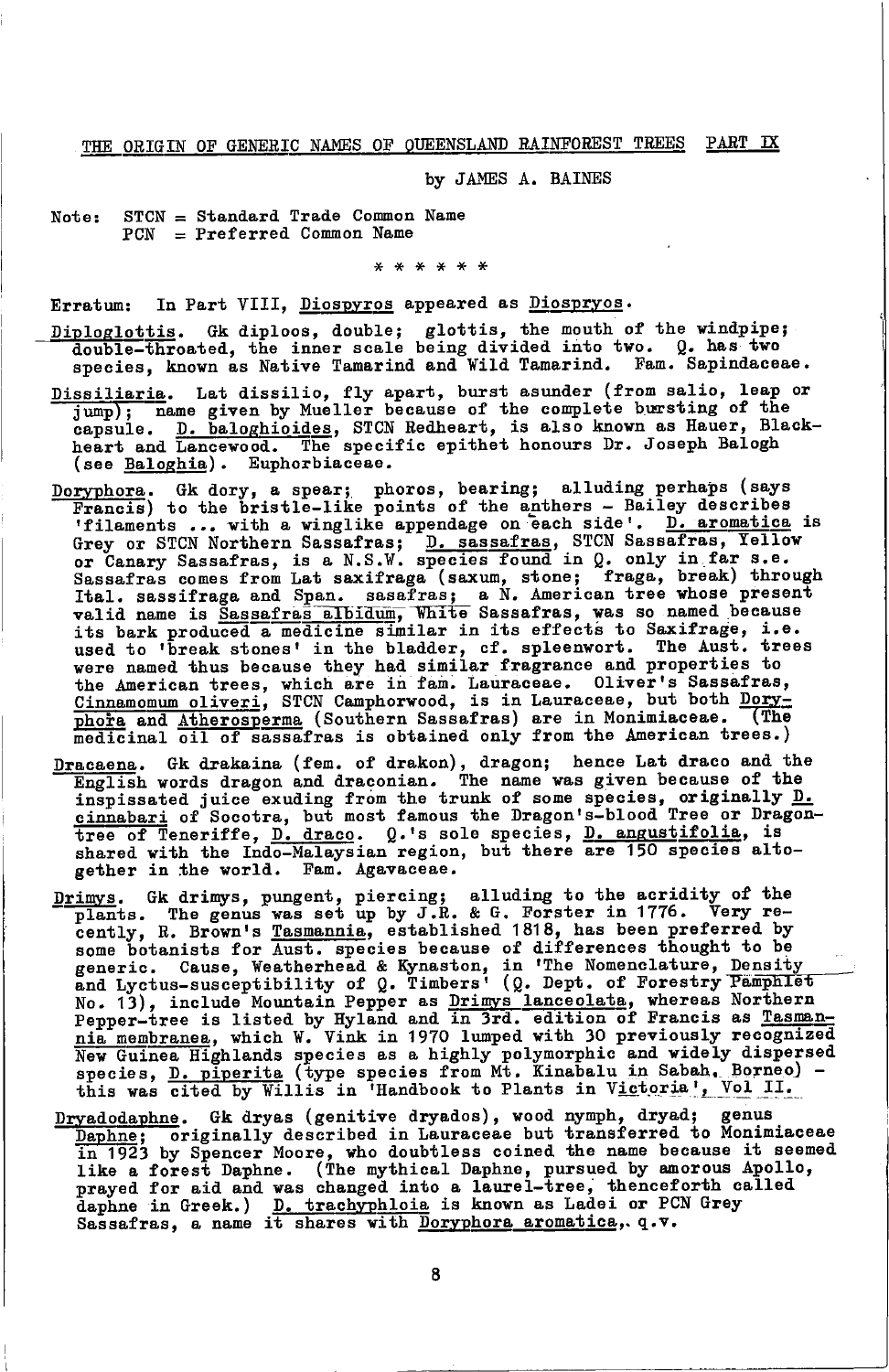THE ORIGIN OF GENERIC NAMES OF QUEENSLAND RAINFOREST TREES PART IX

by JAMES A. BAINES

Note: STCN = Standard Trade Common Name
PCN = Preferred Common Name

\* \* \* \* \* \*

Erratum: In Part VIII, *Diospyros* appeared as *Diospryos*.

*Diploglottis*. Gk diploos, double; glottis, the mouth of the windpipe; double-throated, the inner scale being divided into two. Q. has two species, known as Native Tamarind and Wild Tamarind. Fam. Sapindaceae.

*Dissiliaria*. Lat dissilio, fly apart, burst asunder (from salio, leap or jump); name given by Mueller because of the complete bursting of the capsule. *D. baloghioides*, STCN Redheart, is also known as Hauer, Blackheart and Lancewood. The specific epithet honours Dr. Joseph Balogh (see *Baloghia*). Euphorbiaceae.

*Doryphora*. Gk dory, a spear; phoros, bearing; alluding perhaps (says Francis) to the bristle-like points of the anthers - Bailey describes 'filaments ... with a winglike appendage on each side'. *D. aromatica* is Grey or STCN Northern Sassafras; *D. sassafras*, STCN Sassafras, Yellow or Canary Sassafras, is a N.S.W. species found in Q. only in far s.e. Sassafras comes from Lat saxifraga (saxum, stone; fraga, break) through Ital. sassifragia and Span. sasafras; a N. American tree whose present valid name is *Sassafras albidum*, White Sassafras, was so named because its bark produced a medicine similar in its effects to Saxifrage, i.e. used to 'break stones' in the bladder, cf. spleenwort. The Aust. trees were named thus because they had similar fragrance and properties to the American trees, which are in fam. Lauraceae. Oliver's Sassafras, *Cinnamomum oliveri*, STCN Camphorwood, is in Lauraceae, but both *Doryphora* and *Atherosperma* (Southern Sassafras) are in Monimiaceae. (The medicinal oil of sassafras is obtained only from the American trees.)

*Dracaena*. Gk drakaina (fem. of drakon), dragon; hence Lat draco and the English words dragon and draconian. The name was given because of the inspissated juice exuding from the trunk of some species, originally *D. cinnabari* of Socotra, but most famous the Dragon's-blood Tree or Dragon-tree of Teneriffe, *D. draco*. Q.'s sole species, *D. angustifolia*, is shared with the Indo-Malaysian region, but there are 150 species altogether in the world. Fam. Agavaceae.

*Drimys*. Gk drimys, pungent, piercing; alluding to the acridity of the plants. The genus was set up by J.R. & G. Forster in 1776. Very recently, R. Brown's *Tasmannia*, established 1818, has been preferred by some botanists for Aust. species because of differences thought to be generic. Cause, Weatherhead & Kynaston, in 'The Nomenclature, Density and Lyctus-susceptibility of Q. Timbers' (Q. Dept. of Forestry Pamphlet No. 13), include Mountain Pepper as *Drimys lanceolata*, whereas Northern Pepper-tree is listed by Hyland and in 3rd. edition of Francis as *Tasmannia membranea*, which W. Vink in 1970 lumped with 30 previously recognized New Guinea Highlands species as a highly polymorphic and widely dispersed species, *D. piperita* (type species from Mt. Kinabalu in Sabah, Borneo) - this was cited by Willis in 'Handbook to Plants in Victoria', Vol II.

*Dryadodaphne*. Gk dryas (genitive dryados), wood nymph, dryad; genus *Daphne*; originally described in Lauraceae but transferred to Monimiaceae in 1923 by Spencer Moore, who doubtless coined the name because it seemed like a forest Daphne. (The mythical Daphne, pursued by amorous Apollo, prayed for aid and was changed into a laurel-tree, thenceforth called daphne in Greek.) *D. trachyphloia* is known as Ladei or PCN Grey Sassafras, a name it shares with *Doryphora aromatica*, q.v.